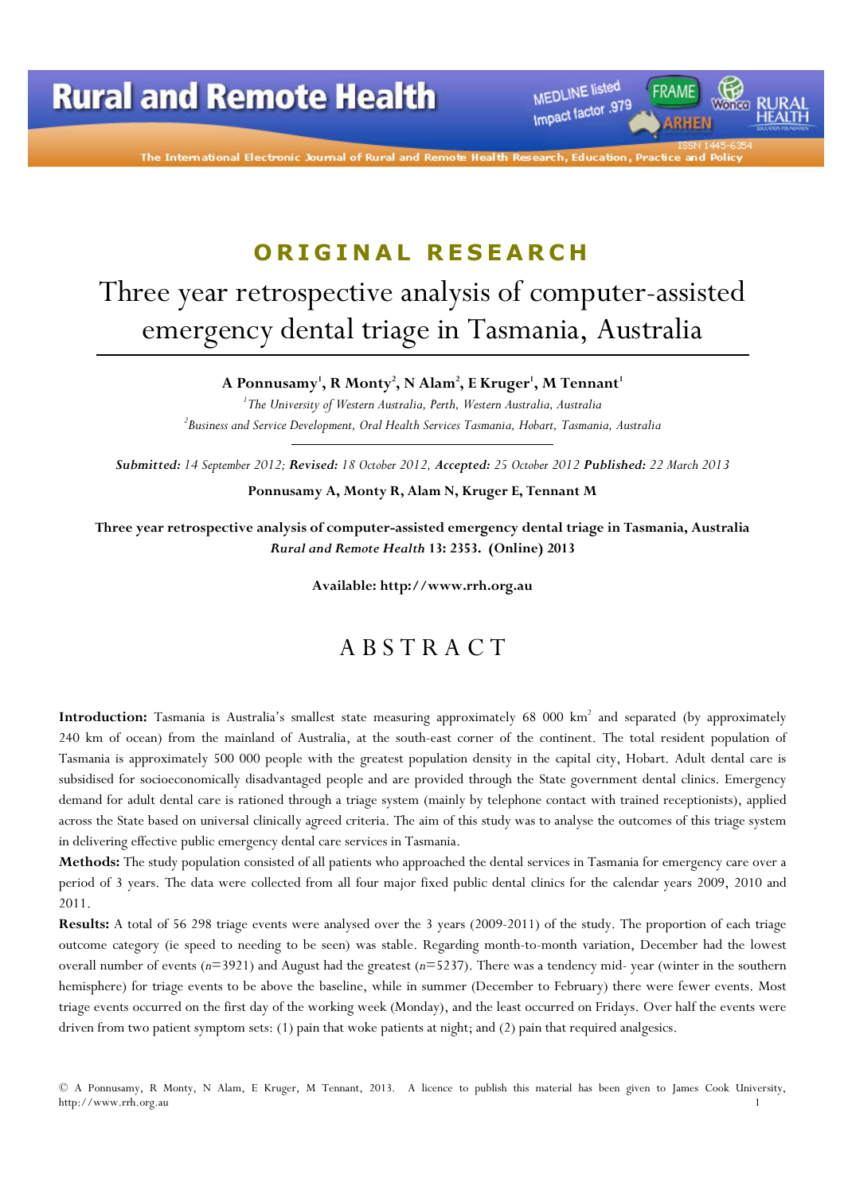ORIGINAL RESEARCH

# Three year retrospective analysis of computer-assisted emergency dental triage in Tasmania, Australia

**A Ponnusamy[1], R Monty[2], N Alam[2], E Kruger[1], M Tennant[1]**

[1]*The University of Western Australia, Perth, Western Australia, Australia*

[2]*Business and Service Development, Oral Health Services Tasmania, Hobart, Tasmania, Australia*

***Submitted:*** *14 September 2012;* ***Revised:*** *18 October 2012,* ***Accepted:*** *25 October 2012* ***Published:*** *22 March 2013*

**Ponnusamy A, Monty R, Alam N, Kruger E, Tennant M**

**Three year retrospective analysis of computer-assisted emergency dental triage in Tasmania, Australia**
***Rural and Remote Health*** **13: 2353. (Online) 2013**

**Available: http://www.rrh.org.au**

## ABSTRACT

**Introduction:** Tasmania is Australia's smallest state measuring approximately 68 000 km$^2$ and separated (by approximately 240 km of ocean) from the mainland of Australia, at the south-east corner of the continent. The total resident population of Tasmania is approximately 500 000 people with the greatest population density in the capital city, Hobart. Adult dental care is subsidised for socioeconomically disadvantaged people and are provided through the State government dental clinics. Emergency demand for adult dental care is rationed through a triage system (mainly by telephone contact with trained receptionists), applied across the State based on universal clinically agreed criteria. The aim of this study was to analyse the outcomes of this triage system in delivering effective public emergency dental care services in Tasmania.

**Methods:** The study population consisted of all patients who approached the dental services in Tasmania for emergency care over a period of 3 years. The data were collected from all four major fixed public dental clinics for the calendar years 2009, 2010 and 2011.

**Results:** A total of 56 298 triage events were analysed over the 3 years (2009-2011) of the study. The proportion of each triage outcome category (ie speed to needing to be seen) was stable. Regarding month-to-month variation, December had the lowest overall number of events (*n*=3921) and August had the greatest (*n*=5237). There was a tendency mid- year (winter in the southern hemisphere) for triage events to be above the baseline, while in summer (December to February) there were fewer events. Most triage events occurred on the first day of the working week (Monday), and the least occurred on Fridays. Over half the events were driven from two patient symptom sets: (1) pain that woke patients at night; and (2) pain that required analgesics.

© A Ponnusamy, R Monty, N Alam, E Kruger, M Tennant, 2013. A licence to publish this material has been given to James Cook University, http://www.rrh.org.au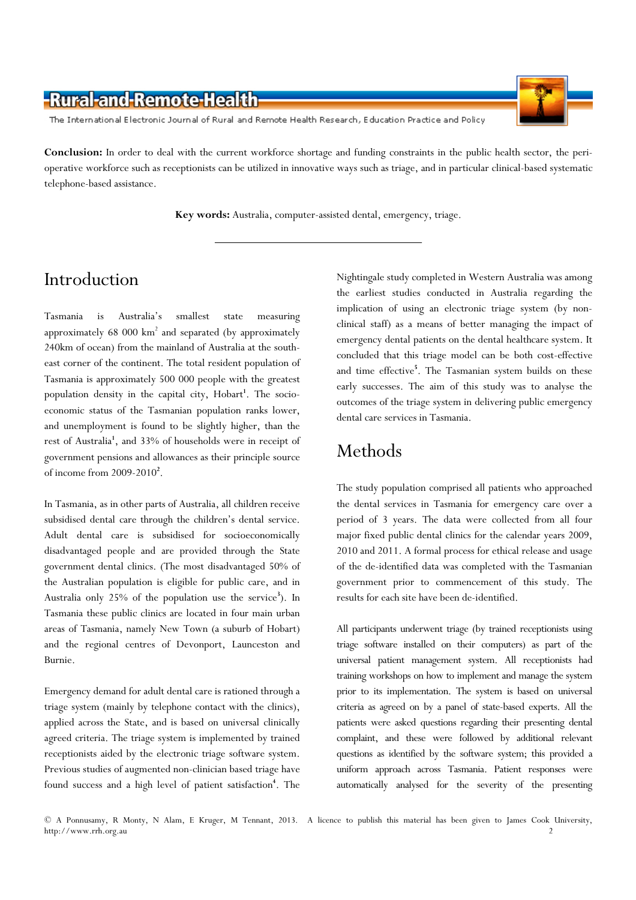**Conclusion:** In order to deal with the current workforce shortage and funding constraints in the public health sector, the peri-operative workforce such as receptionists can be utilized in innovative ways such as triage, and in particular clinical-based systematic telephone-based assistance.

**Key words:** Australia, computer-assisted dental, emergency, triage.

---

# Introduction

Tasmania is Australia's smallest state measuring approximately 68 000 km$^2$ and separated (by approximately 240km of ocean) from the mainland of Australia at the south-east corner of the continent. The total resident population of Tasmania is approximately 500 000 people with the greatest population density in the capital city, Hobart[1]. The socio-economic status of the Tasmanian population ranks lower, and unemployment is found to be slightly higher, than the rest of Australia[1], and 33% of households were in receipt of government pensions and allowances as their principle source of income from 2009-2010[2].

In Tasmania, as in other parts of Australia, all children receive subsidised dental care through the children's dental service. Adult dental care is subsidised for socioeconomically disadvantaged people and are provided through the State government dental clinics. (The most disadvantaged 50% of the Australian population is eligible for public care, and in Australia only 25% of the population use the service[3]). In Tasmania these public clinics are located in four main urban areas of Tasmania, namely New Town (a suburb of Hobart) and the regional centres of Devonport, Launceston and Burnie.

Emergency demand for adult dental care is rationed through a triage system (mainly by telephone contact with the clinics), applied across the State, and is based on universal clinically agreed criteria. The triage system is implemented by trained receptionists aided by the electronic triage software system. Previous studies of augmented non-clinician based triage have found success and a high level of patient satisfaction[4]. The Nightingale study completed in Western Australia was among the earliest studies conducted in Australia regarding the implication of using an electronic triage system (by non-clinical staff) as a means of better managing the impact of emergency dental patients on the dental healthcare system. It concluded that this triage model can be both cost-effective and time effective[5]. The Tasmanian system builds on these early successes. The aim of this study was to analyse the outcomes of the triage system in delivering public emergency dental care services in Tasmania.

# Methods

The study population comprised all patients who approached the dental services in Tasmania for emergency care over a period of 3 years. The data were collected from all four major fixed public dental clinics for the calendar years 2009, 2010 and 2011. A formal process for ethical release and usage of the de-identified data was completed with the Tasmanian government prior to commencement of this study. The results for each site have been de-identified.

All participants underwent triage (by trained receptionists using triage software installed on their computers) as part of the universal patient management system. All receptionists had training workshops on how to implement and manage the system prior to its implementation. The system is based on universal criteria as agreed on by a panel of state-based experts. All the patients were asked questions regarding their presenting dental complaint, and these were followed by additional relevant questions as identified by the software system; this provided a uniform approach across Tasmania. Patient responses were automatically analysed for the severity of the presenting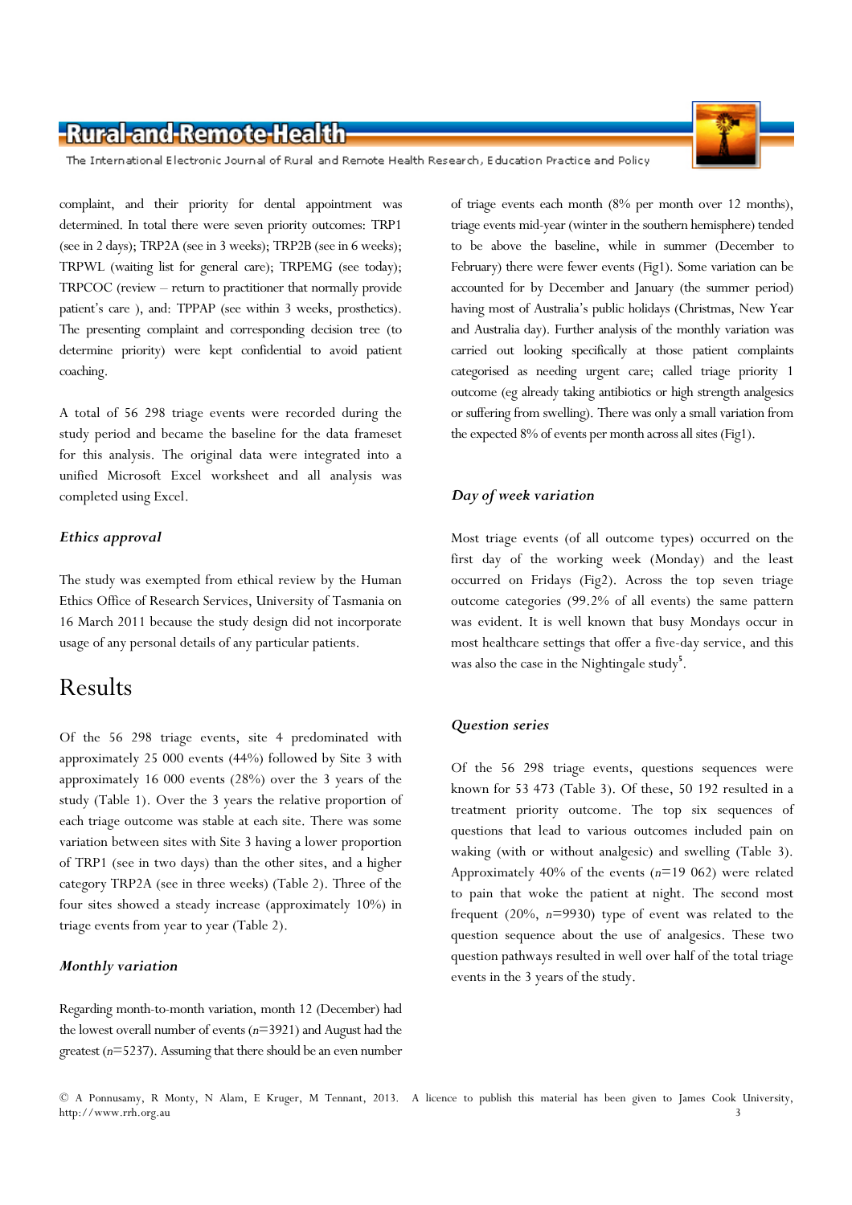complaint, and their priority for dental appointment was determined. In total there were seven priority outcomes: TRP1 (see in 2 days); TRP2A (see in 3 weeks); TRP2B (see in 6 weeks); TRPWL (waiting list for general care); TRPEMG (see today); TRPCOC (review – return to practitioner that normally provide patient's care ), and: TPPAP (see within 3 weeks, prosthetics). The presenting complaint and corresponding decision tree (to determine priority) were kept confidential to avoid patient coaching.

A total of 56 298 triage events were recorded during the study period and became the baseline for the data frameset for this analysis. The original data were integrated into a unified Microsoft Excel worksheet and all analysis was completed using Excel.

### *Ethics approval*

The study was exempted from ethical review by the Human Ethics Office of Research Services, University of Tasmania on 16 March 2011 because the study design did not incorporate usage of any personal details of any particular patients.

## Results

Of the 56 298 triage events, site 4 predominated with approximately 25 000 events (44%) followed by Site 3 with approximately 16 000 events (28%) over the 3 years of the study (Table 1). Over the 3 years the relative proportion of each triage outcome was stable at each site. There was some variation between sites with Site 3 having a lower proportion of TRP1 (see in two days) than the other sites, and a higher category TRP2A (see in three weeks) (Table 2). Three of the four sites showed a steady increase (approximately 10%) in triage events from year to year (Table 2).

### *Monthly variation*

Regarding month-to-month variation, month 12 (December) had the lowest overall number of events (*n*=3921) and August had the greatest (*n*=5237). Assuming that there should be an even number of triage events each month (8% per month over 12 months), triage events mid-year (winter in the southern hemisphere) tended to be above the baseline, while in summer (December to February) there were fewer events (Fig1). Some variation can be accounted for by December and January (the summer period) having most of Australia's public holidays (Christmas, New Year and Australia day). Further analysis of the monthly variation was carried out looking specifically at those patient complaints categorised as needing urgent care; called triage priority 1 outcome (eg already taking antibiotics or high strength analgesics or suffering from swelling). There was only a small variation from the expected 8% of events per month across all sites (Fig1).

### *Day of week variation*

Most triage events (of all outcome types) occurred on the first day of the working week (Monday) and the least occurred on Fridays (Fig2). Across the top seven triage outcome categories (99.2% of all events) the same pattern was evident. It is well known that busy Mondays occur in most healthcare settings that offer a five-day service, and this was also the case in the Nightingale study[5].

### *Question series*

Of the 56 298 triage events, questions sequences were known for 53 473 (Table 3). Of these, 50 192 resulted in a treatment priority outcome. The top six sequences of questions that lead to various outcomes included pain on waking (with or without analgesic) and swelling (Table 3). Approximately 40% of the events (*n*=19 062) were related to pain that woke the patient at night. The second most frequent (20%, *n*=9930) type of event was related to the question sequence about the use of analgesics. These two question pathways resulted in well over half of the total triage events in the 3 years of the study.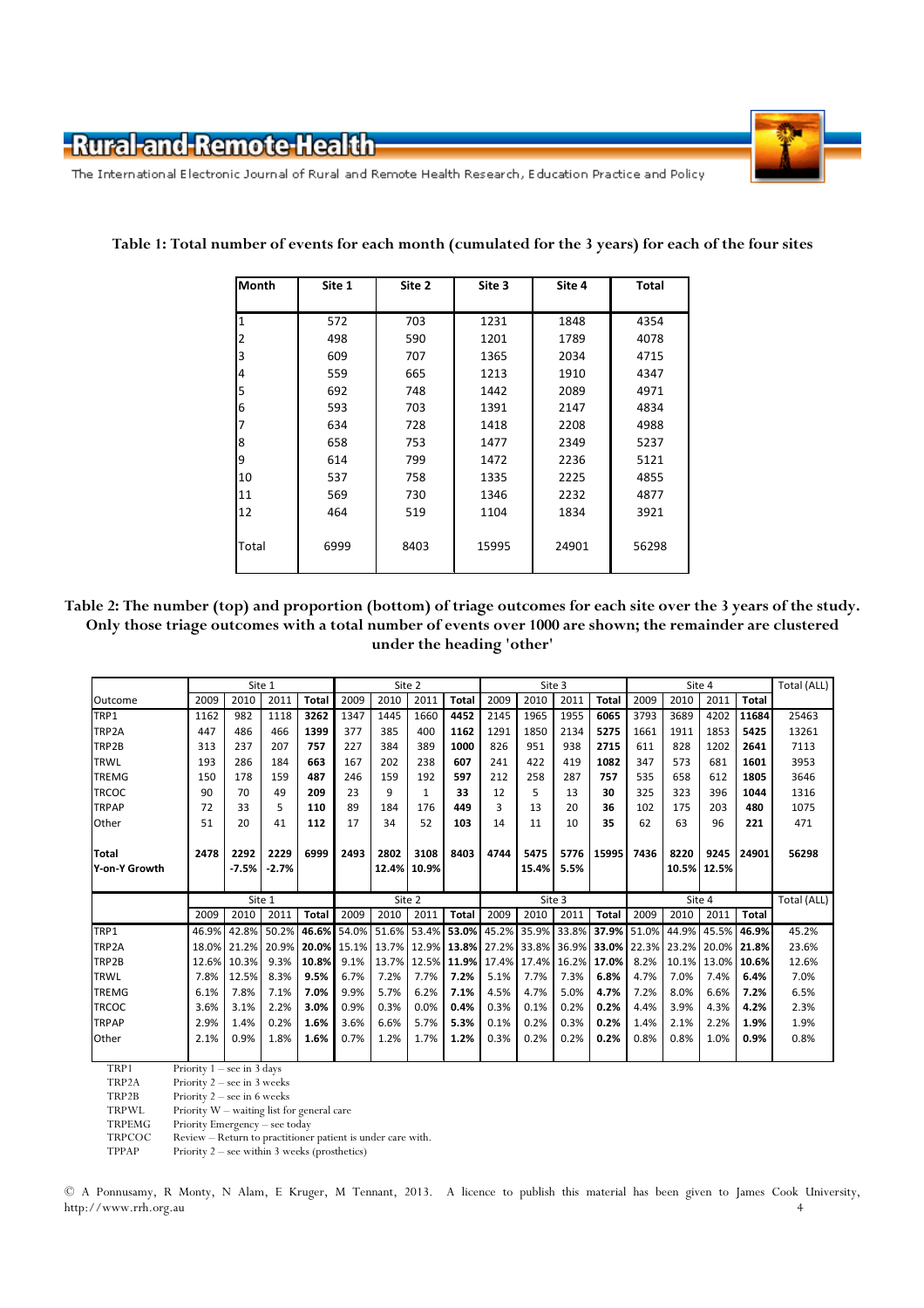**Table 1: Total number of events for each month (cumulated for the 3 years) for each of the four sites**

| Month | Site 1 | Site 2 | Site 3 | Site 4 | Total |
|---|---|---|---|---|---|
| 1 | 572 | 703 | 1231 | 1848 | 4354 |
| 2 | 498 | 590 | 1201 | 1789 | 4078 |
| 3 | 609 | 707 | 1365 | 2034 | 4715 |
| 4 | 559 | 665 | 1213 | 1910 | 4347 |
| 5 | 692 | 748 | 1442 | 2089 | 4971 |
| 6 | 593 | 703 | 1391 | 2147 | 4834 |
| 7 | 634 | 728 | 1418 | 2208 | 4988 |
| 8 | 658 | 753 | 1477 | 2349 | 5237 |
| 9 | 614 | 799 | 1472 | 2236 | 5121 |
| 10 | 537 | 758 | 1335 | 2225 | 4855 |
| 11 | 569 | 730 | 1346 | 2232 | 4877 |
| 12 | 464 | 519 | 1104 | 1834 | 3921 |
| Total | 6999 | 8403 | 15995 | 24901 | 56298 |

**Table 2: The number (top) and proportion (bottom) of triage outcomes for each site over the 3 years of the study. Only those triage outcomes with a total number of events over 1000 are shown; the remainder are clustered under the heading 'other'**

| | Site 1 | | | | Site 2 | | | | Site 3 | | | | Site 4 | | | | Total (ALL) |
|---|---|---|---|---|---|---|---|---|---|---|---|---|---|---|---|---|---|
| Outcome | 2009 | 2010 | 2011 | **Total** | 2009 | 2010 | 2011 | **Total** | 2009 | 2010 | 2011 | **Total** | 2009 | 2010 | 2011 | **Total** | |
| TRP1 | 1162 | 982 | 1118 | **3262** | 1347 | 1445 | 1660 | **4452** | 2145 | 1965 | 1955 | **6065** | 3793 | 3689 | 4202 | **11684** | 25463 |
| TRP2A | 447 | 486 | 466 | **1399** | 377 | 385 | 400 | **1162** | 1291 | 1850 | 2134 | **5275** | 1661 | 1911 | 1853 | **5425** | 13261 |
| TRP2B | 313 | 237 | 207 | **757** | 227 | 384 | 389 | **1000** | 826 | 951 | 938 | **2715** | 611 | 828 | 1202 | **2641** | 7113 |
| TRWL | 193 | 286 | 184 | **663** | 167 | 202 | 238 | **607** | 241 | 422 | 419 | **1082** | 347 | 573 | 681 | **1601** | 3953 |
| TREMG | 150 | 178 | 159 | **487** | 246 | 159 | 192 | **597** | 212 | 258 | 287 | **757** | 535 | 658 | 612 | **1805** | 3646 |
| TRCOC | 90 | 70 | 49 | **209** | 23 | 9 | 1 | **33** | 12 | 5 | 13 | **30** | 325 | 323 | 396 | **1044** | 1316 |
| TRPAP | 72 | 33 | 5 | **110** | 89 | 184 | 176 | **449** | 3 | 13 | 20 | **36** | 102 | 175 | 203 | **480** | 1075 |
| Other | 51 | 20 | 41 | **112** | 17 | 34 | 52 | **103** | 14 | 11 | 10 | **35** | 62 | 63 | 96 | **221** | 471 |
| **Total** | **2478** | **2292** | **2229** | **6999** | **2493** | **2802** | **3108** | **8403** | **4744** | **5475** | **5776** | **15995** | **7436** | **8220** | **9245** | **24901** | **56298** |
| **Y-on-Y Growth** | | **-7.5%** | **-2.7%** | | | **12.4%** | **10.9%** | | | **15.4%** | **5.5%** | | | **10.5%** | **12.5%** | | |

| | Site 1 | | | | Site 2 | | | | Site 3 | | | | Site 4 | | | | Total (ALL) |
|---|---|---|---|---|---|---|---|---|---|---|---|---|---|---|---|---|---|
| | 2009 | 2010 | 2011 | **Total** | 2009 | 2010 | 2011 | **Total** | 2009 | 2010 | 2011 | **Total** | 2009 | 2010 | 2011 | **Total** | |
| TRP1 | 46.9% | 42.8% | 50.2% | **46.6%** | 54.0% | 51.6% | 53.4% | **53.0%** | 45.2% | 35.9% | 33.8% | **37.9%** | 51.0% | 44.9% | 45.5% | **46.9%** | 45.2% |
| TRP2A | 18.0% | 21.2% | 20.9% | **20.0%** | 15.1% | 13.7% | 12.9% | **13.8%** | 27.2% | 33.8% | 36.9% | **33.0%** | 22.3% | 23.2% | 20.0% | **21.8%** | 23.6% |
| TRP2B | 12.6% | 10.3% | 9.3% | **10.8%** | 9.1% | 13.7% | 12.5% | **11.9%** | 17.4% | 17.4% | 16.2% | **17.0%** | 8.2% | 10.1% | 13.0% | **10.6%** | 12.6% |
| TRWL | 7.8% | 12.5% | 8.3% | **9.5%** | 6.7% | 7.2% | 7.7% | **7.2%** | 5.1% | 7.7% | 7.3% | **6.8%** | 4.7% | 7.0% | 7.4% | **6.4%** | 7.0% |
| TREMG | 6.1% | 7.8% | 7.1% | **7.0%** | 9.9% | 5.7% | 6.2% | **7.1%** | 4.5% | 4.7% | 5.0% | **4.7%** | 7.2% | 8.0% | 6.6% | **7.2%** | 6.5% |
| TRCOC | 3.6% | 3.1% | 2.2% | **3.0%** | 0.9% | 0.3% | 0.0% | **0.4%** | 0.3% | 0.1% | 0.2% | **0.2%** | 4.4% | 3.9% | 4.3% | **4.2%** | 2.3% |
| TRPAP | 2.9% | 1.4% | 0.2% | **1.6%** | 3.6% | 6.6% | 5.7% | **5.3%** | 0.1% | 0.2% | 0.3% | **0.2%** | 1.4% | 2.1% | 2.2% | **1.9%** | 1.9% |
| Other | 2.1% | 0.9% | 1.8% | **1.6%** | 0.7% | 1.2% | 1.7% | **1.2%** | 0.3% | 0.2% | 0.2% | **0.2%** | 0.8% | 0.8% | 1.0% | **0.9%** | 0.8% |

TRP1 – Priority 1 – see in 3 days
TRP2A – Priority 2 – see in 3 weeks
TRP2B – Priority 2 – see in 6 weeks
TRPWL – Priority W – waiting list for general care
TRPEMG – Priority Emergency – see today
TRPCOC – Review – Return to practitioner patient is under care with.
TPPAP – Priority 2 – see within 3 weeks (prosthetics)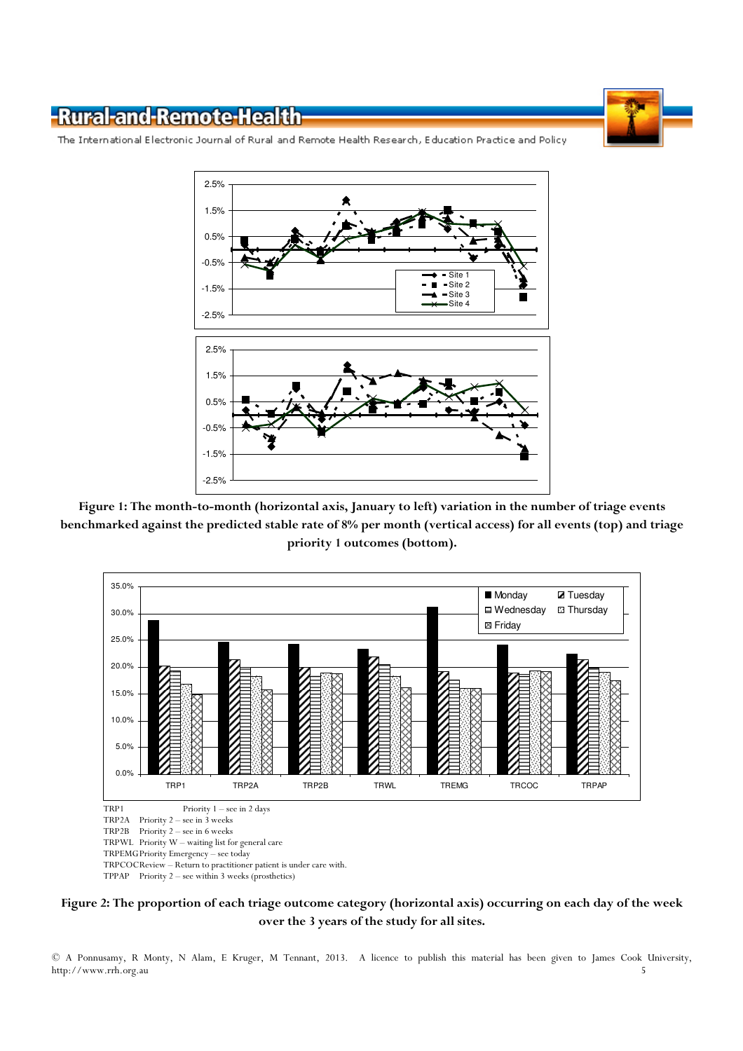**Figure 1: The month-to-month (horizontal axis, January to left) variation in the number of triage events benchmarked against the predicted stable rate of 8% per month (vertical access) for all events (top) and triage priority 1 outcomes (bottom).**

TRP1 Priority 1 – see in 2 days
TRP2A Priority 2 – see in 3 weeks
TRP2B Priority 2 – see in 6 weeks
TRPWL Priority W – waiting list for general care
TRPEMG Priority Emergency – see today
TRPCOC Review – Return to practitioner patient is under care with.
TPPAP Priority 2 – see within 3 weeks (prosthetics)

**Figure 2: The proportion of each triage outcome category (horizontal axis) occurring on each day of the week over the 3 years of the study for all sites.**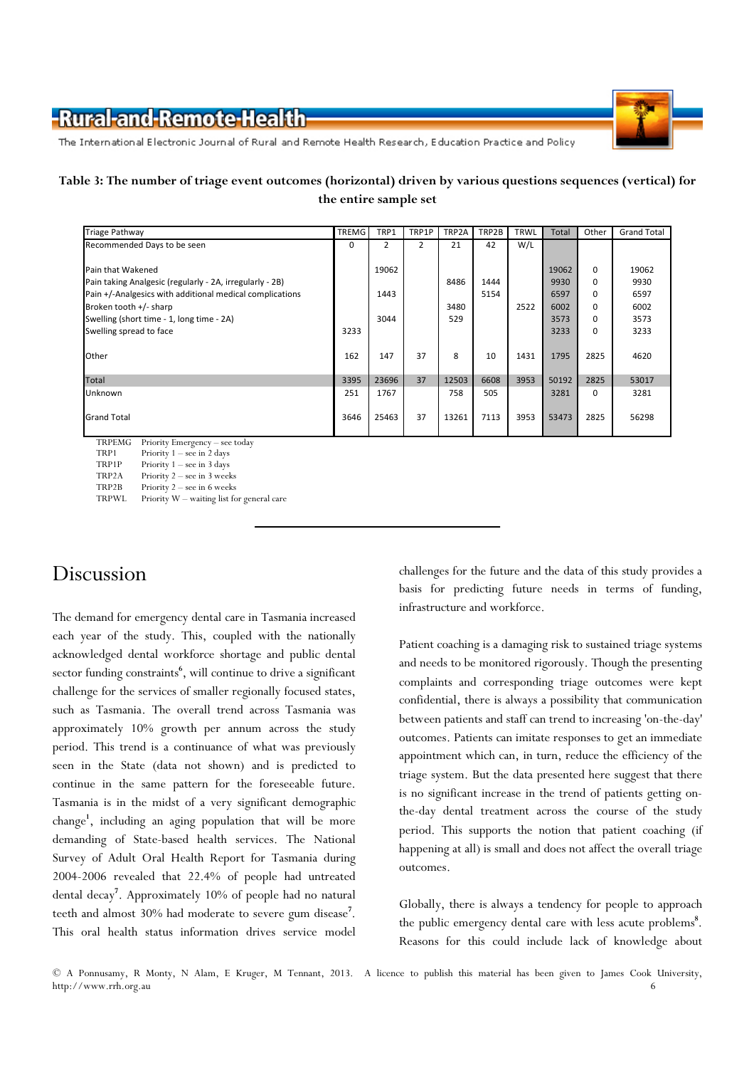**Table 3: The number of triage event outcomes (horizontal) driven by various questions sequences (vertical) for the entire sample set**

| Triage Pathway | TREMG | TRP1 | TRP1P | TRP2A | TRP2B | TRWL | Total | Other | Grand Total |
|---|---|---|---|---|---|---|---|---|---|
| Recommended Days to be seen | 0 | 2 | 2 | 21 | 42 | W/L | | | |
| Pain that Wakened | | 19062 | | | | | 19062 | 0 | 19062 |
| Pain taking Analgesic (regularly - 2A, irregularly - 2B) | | | | 8486 | 1444 | | 9930 | 0 | 9930 |
| Pain +/-Analgesics with additional medical complications | | 1443 | | | 5154 | | 6597 | 0 | 6597 |
| Broken tooth +/- sharp | | | | 3480 | | 2522 | 6002 | 0 | 6002 |
| Swelling (short time - 1, long time - 2A) | | 3044 | | 529 | | | 3573 | 0 | 3573 |
| Swelling spread to face | 3233 | | | | | | 3233 | 0 | 3233 |
| Other | 162 | 147 | 37 | 8 | 10 | 1431 | 1795 | 2825 | 4620 |
| Total | 3395 | 23696 | 37 | 12503 | 6608 | 3953 | 50192 | 2825 | 53017 |
| Unknown | 251 | 1767 | | 758 | 505 | | 3281 | 0 | 3281 |
| Grand Total | 3646 | 25463 | 37 | 13261 | 7113 | 3953 | 53473 | 2825 | 56298 |

TRPEMG Priority Emergency – see today
TRP1 Priority 1 – see in 2 days
TRP1P Priority 1 – see in 3 days
TRP2A Priority 2 – see in 3 weeks
TRP2B Priority 2 – see in 6 weeks
TRPWL Priority W – waiting list for general care

## Discussion

The demand for emergency dental care in Tasmania increased each year of the study. This, coupled with the nationally acknowledged dental workforce shortage and public dental sector funding constraints[6], will continue to drive a significant challenge for the services of smaller regionally focused states, such as Tasmania. The overall trend across Tasmania was approximately 10% growth per annum across the study period. This trend is a continuance of what was previously seen in the State (data not shown) and is predicted to continue in the same pattern for the foreseeable future. Tasmania is in the midst of a very significant demographic change[1], including an aging population that will be more demanding of State-based health services. The National Survey of Adult Oral Health Report for Tasmania during 2004-2006 revealed that 22.4% of people had untreated dental decay[7]. Approximately 10% of people had no natural teeth and almost 30% had moderate to severe gum disease[7]. This oral health status information drives service model challenges for the future and the data of this study provides a basis for predicting future needs in terms of funding, infrastructure and workforce.

Patient coaching is a damaging risk to sustained triage systems and needs to be monitored rigorously. Though the presenting complaints and corresponding triage outcomes were kept confidential, there is always a possibility that communication between patients and staff can trend to increasing 'on-the-day' outcomes. Patients can imitate responses to get an immediate appointment which can, in turn, reduce the efficiency of the triage system. But the data presented here suggest that there is no significant increase in the trend of patients getting on-the-day dental treatment across the course of the study period. This supports the notion that patient coaching (if happening at all) is small and does not affect the overall triage outcomes.

Globally, there is always a tendency for people to approach the public emergency dental care with less acute problems[8]. Reasons for this could include lack of knowledge about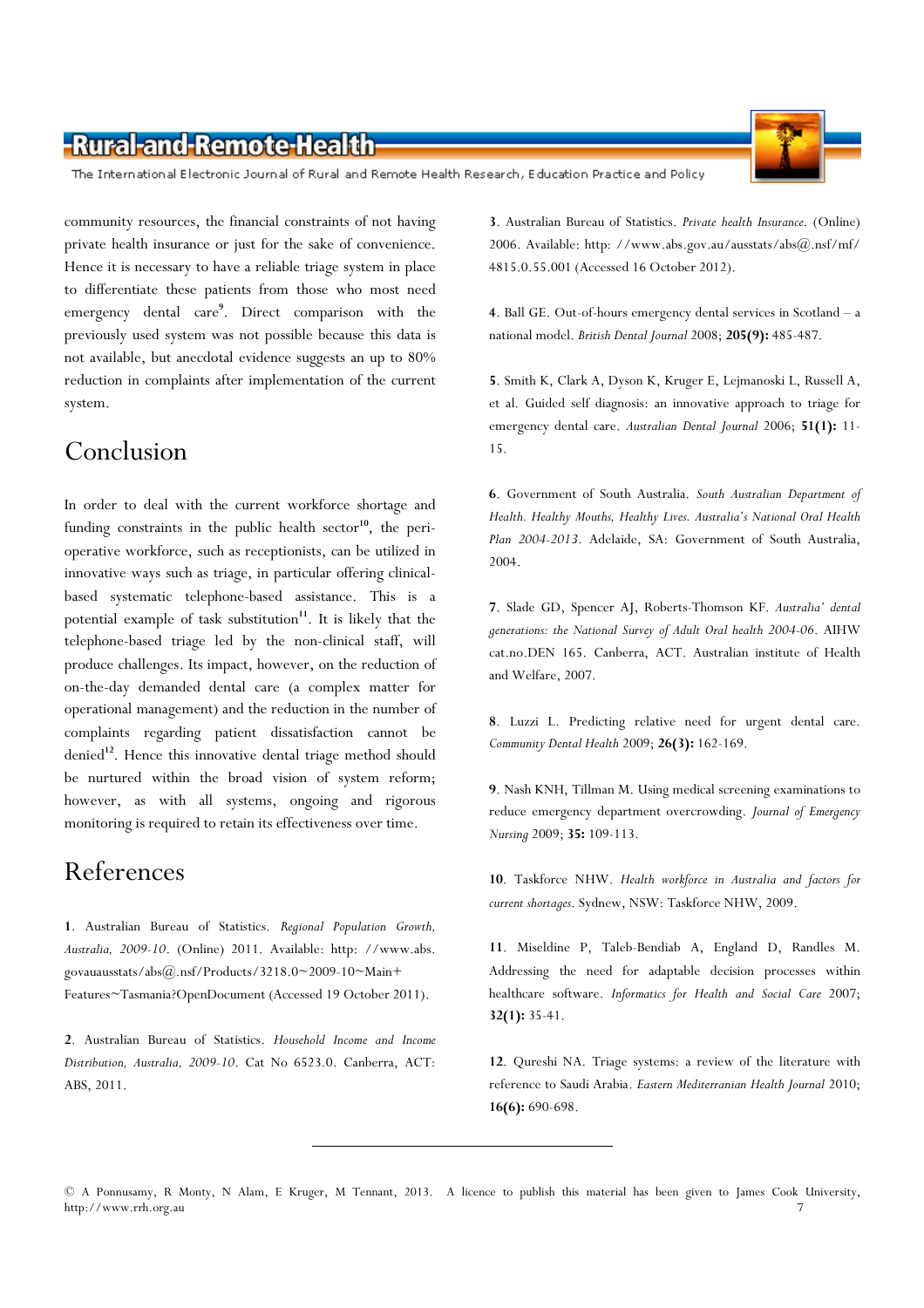community resources, the financial constraints of not having private health insurance or just for the sake of convenience. Hence it is necessary to have a reliable triage system in place to differentiate these patients from those who most need emergency dental care[9]. Direct comparison with the previously used system was not possible because this data is not available, but anecdotal evidence suggests an up to 80% reduction in complaints after implementation of the current system.

## Conclusion

In order to deal with the current workforce shortage and funding constraints in the public health sector[10], the peri-operative workforce, such as receptionists, can be utilized in innovative ways such as triage, in particular offering clinical-based systematic telephone-based assistance. This is a potential example of task substitution[11]. It is likely that the telephone-based triage led by the non-clinical staff, will produce challenges. Its impact, however, on the reduction of on-the-day demanded dental care (a complex matter for operational management) and the reduction in the number of complaints regarding patient dissatisfaction cannot be denied[12]. Hence this innovative dental triage method should be nurtured within the broad vision of system reform; however, as with all systems, ongoing and rigorous monitoring is required to retain its effectiveness over time.

## References

**1**. Australian Bureau of Statistics. *Regional Population Growth, Australia, 2009-10*. (Online) 2011. Available: http: //www.abs. govauausstats/abs@.nsf/Products/3218.0~2009-10~Main+ Features~Tasmania?OpenDocument (Accessed 19 October 2011).

**2**. Australian Bureau of Statistics. *Household Income and Income Distribution, Australia, 2009-10*. Cat No 6523.0. Canberra, ACT: ABS, 2011.

**3**. Australian Bureau of Statistics. *Private health Insurance*. (Online) 2006. Available: http: //www.abs.gov.au/ausstats/abs@.nsf/mf/ 4815.0.55.001 (Accessed 16 October 2012).

**4**. Ball GE. Out-of-hours emergency dental services in Scotland – a national model. *British Dental Journal* 2008; **205(9):** 485-487.

**5**. Smith K, Clark A, Dyson K, Kruger E, Lejmanoski L, Russell A, et al. Guided self diagnosis: an innovative approach to triage for emergency dental care. *Australian Dental Journal* 2006; **51(1):** 11-15.

**6**. Government of South Australia. *South Australian Department of Health. Healthy Mouths, Healthy Lives. Australia's National Oral Health Plan 2004-2013*. Adelaide, SA: Government of South Australia, 2004.

**7**. Slade GD, Spencer AJ, Roberts-Thomson KF. *Australia' dental generations: the National Survey of Adult Oral health 2004-06*. AIHW cat.no.DEN 165. Canberra, ACT. Australian institute of Health and Welfare, 2007.

**8**. Luzzi L. Predicting relative need for urgent dental care. *Community Dental Health* 2009; **26(3):** 162-169.

**9**. Nash KNH, Tillman M. Using medical screening examinations to reduce emergency department overcrowding. *Journal of Emergency Nursing* 2009; **35:** 109-113.

**10**. Taskforce NHW. *Health workforce in Australia and factors for current shortages*. Sydnew, NSW: Taskforce NHW, 2009.

**11**. Miseldine P, Taleb-Bendiab A, England D, Randles M. Addressing the need for adaptable decision processes within healthcare software. *Informatics for Health and Social Care* 2007; **32(1):** 35-41.

**12**. Qureshi NA. Triage systems: a review of the literature with reference to Saudi Arabia. *Eastern Mediterranean Health Journal* 2010; **16(6):** 690-698.

© A Ponnusamy, R Monty, N Alam, E Kruger, M Tennant, 2013. A licence to publish this material has been given to James Cook University, http://www.rrh.org.au